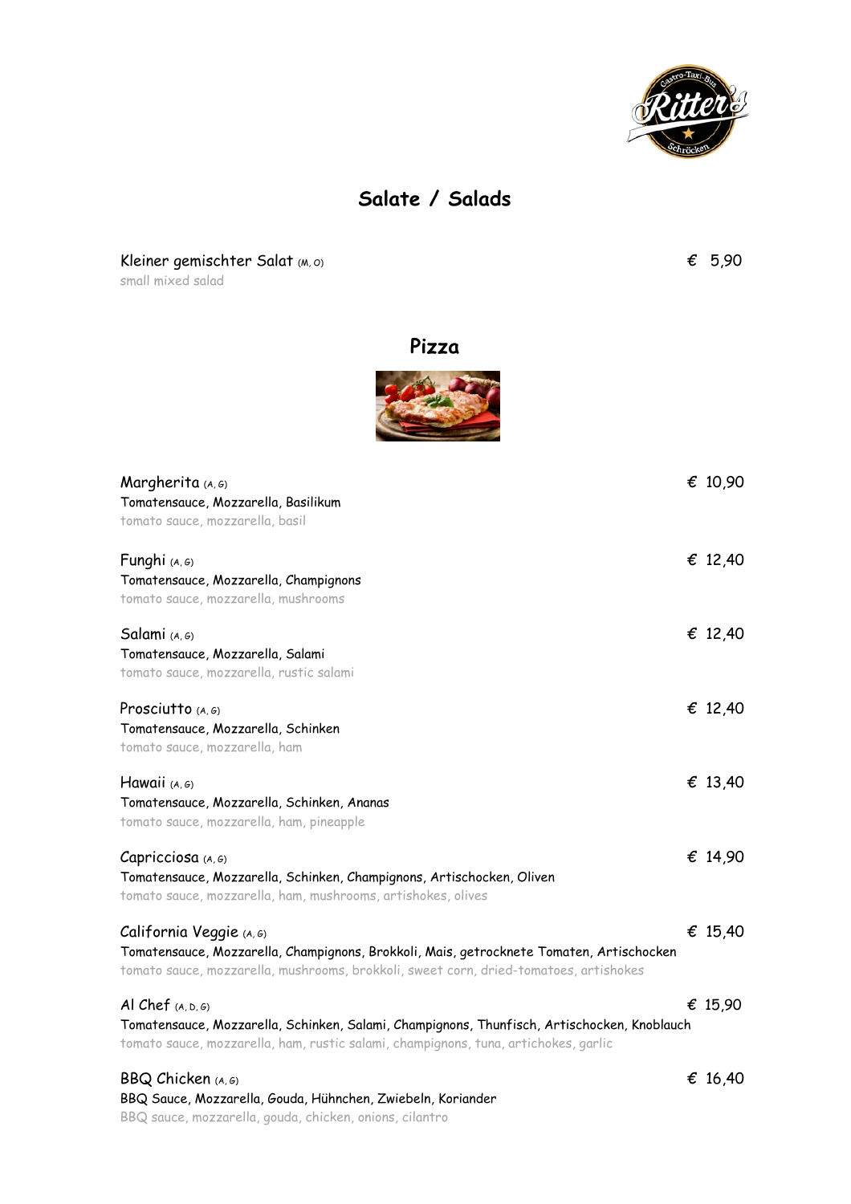## Salate / Salads

Kleiner gemischter Salat (M, O) € 5,90
small mixed salad

## Pizza

Margherita (A, G) € 10,90
Tomatensauce, Mozzarella, Basilikum
tomato sauce, mozzarella, basil

Funghi (A, G) € 12,40
Tomatensauce, Mozzarella, Champignons
tomato sauce, mozzarella, mushrooms

Salami (A, G) € 12,40
Tomatensauce, Mozzarella, Salami
tomato sauce, mozzarella, rustic salami

Prosciutto (A, G) € 12,40
Tomatensauce, Mozzarella, Schinken
tomato sauce, mozzarella, ham

Hawaii (A, G) € 13,40
Tomatensauce, Mozzarella, Schinken, Ananas
tomato sauce, mozzarella, ham, pineapple

Capricciosa (A, G) € 14,90
Tomatensauce, Mozzarella, Schinken, Champignons, Artischocken, Oliven
tomato sauce, mozzarella, ham, mushrooms, artishokes, olives

California Veggie (A, G) € 15,40
Tomatensauce, Mozzarella, Champignons, Brokkoli, Mais, getrocknete Tomaten, Artischocken
tomato sauce, mozzarella, mushrooms, brokkoli, sweet corn, dried-tomatoes, artishokes

Al Chef (A, D, G) € 15,90
Tomatensauce, Mozzarella, Schinken, Salami, Champignons, Thunfisch, Artischocken, Knoblauch
tomato sauce, mozzarella, ham, rustic salami, champignons, tuna, artichokes, garlic

BBQ Chicken (A, G) € 16,40
BBQ Sauce, Mozzarella, Gouda, Hühnchen, Zwiebeln, Koriander
BBQ sauce, mozzarella, gouda, chicken, onions, cilantro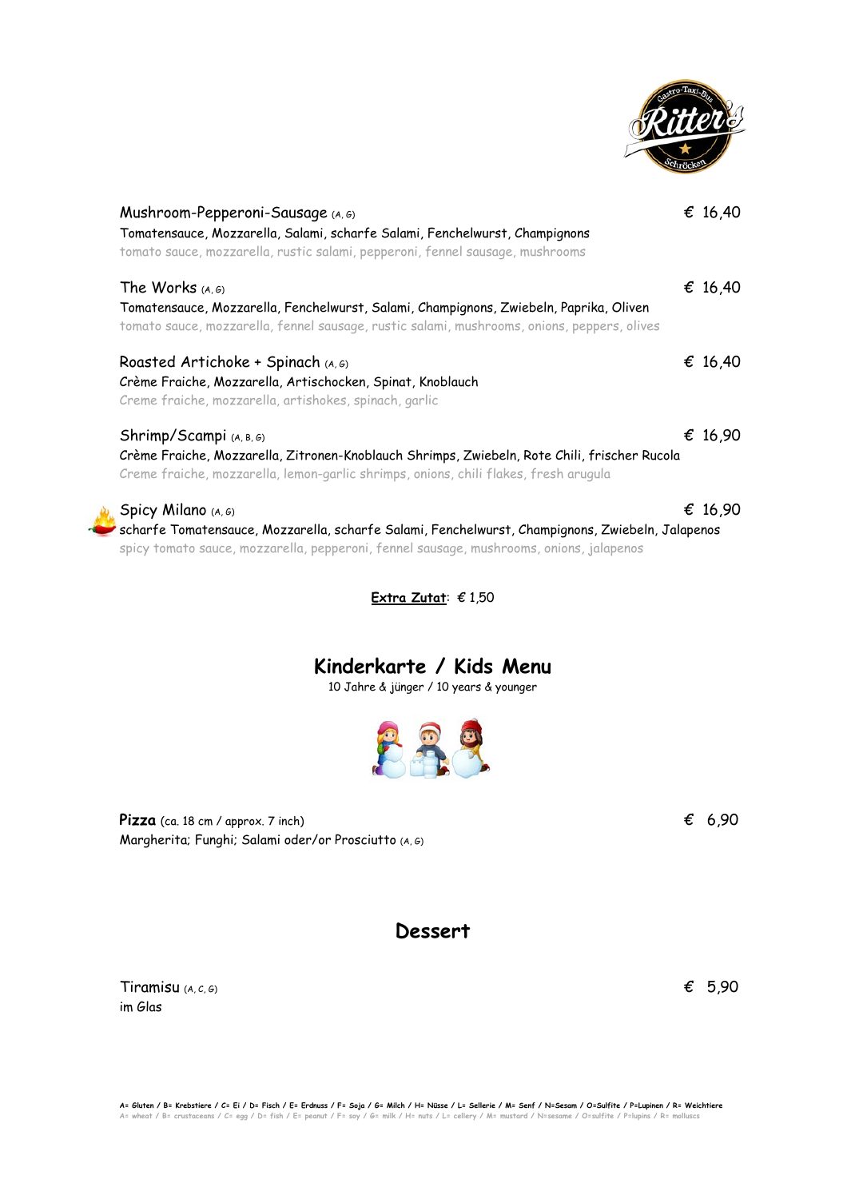Mushroom-Pepperoni-Sausage (A, G) € 16,40
Tomatensauce, Mozzarella, Salami, scharfe Salami, Fenchelwurst, Champignons
tomato sauce, mozzarella, rustic salami, pepperoni, fennel sausage, mushrooms

The Works (A, G) € 16,40
Tomatensauce, Mozzarella, Fenchelwurst, Salami, Champignons, Zwiebeln, Paprika, Oliven
tomato sauce, mozzarella, fennel sausage, rustic salami, mushrooms, onions, peppers, olives

Roasted Artichoke + Spinach (A, G) € 16,40
Crème Fraiche, Mozzarella, Artischocken, Spinat, Knoblauch
Creme fraiche, mozzarella, artishokes, spinach, garlic

Shrimp/Scampi (A, B, G) € 16,90
Crème Fraiche, Mozzarella, Zitronen-Knoblauch Shrimps, Zwiebeln, Rote Chili, frischer Rucola
Creme fraiche, mozzarella, lemon-garlic shrimps, onions, chili flakes, fresh arugula

Spicy Milano (A, G) € 16,90
scharfe Tomatensauce, Mozzarella, scharfe Salami, Fenchelwurst, Champignons, Zwiebeln, Jalapenos
spicy tomato sauce, mozzarella, pepperoni, fennel sausage, mushrooms, onions, jalapenos

**Extra Zutat**: € 1,50

## Kinderkarte / Kids Menu

10 Jahre & jünger / 10 years & younger

**Pizza** (ca. 18 cm / approx. 7 inch) € 6,90
Margherita; Funghi; Salami oder/or Prosciutto (A, G)

## Dessert

Tiramisu (A, C, G) € 5,90
im Glas

A= Gluten / B= Krebstiere / C= Ei / D= Fisch / E= Erdnuss / F= Soja / G= Milch / H= Nüsse / L= Sellerie / M= Senf / N=Sesam / O=Sulfite / P=Lupinen / R= Weichtiere
A= wheat / B= crustaceans / C= egg / D= fish / E= peanut / F= soy / G= milk / H= nuts / L= cellery / M= mustard / N=sesame / O=sulfite / P=lupins / R= molluscs